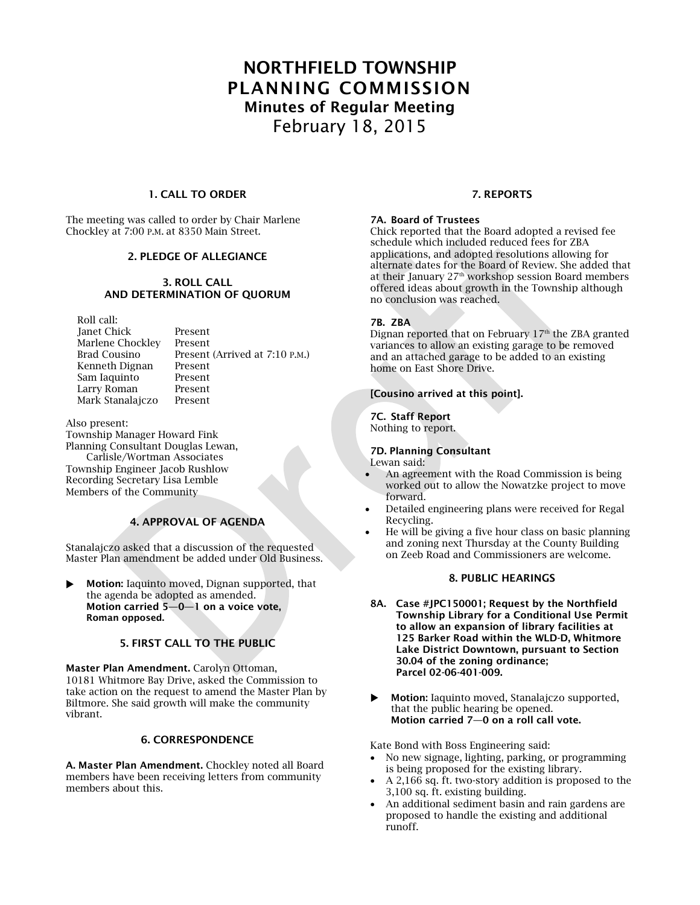# NORTHFIELD TOWNSHIP PLANNING COMMISSION

## Minutes of Regular Meeting

## February 18, 2015

### 1. CALL TO ORDER

The meeting was called to order by Chair Marlene Chockley at 7:00 P.M. at 8350 Main Street.

### 2. PLEDGE OF ALLEGIANCE

### 3. ROLL CALL AND DETERMINATION OF QUORUM

Roll call:

| | |
|---|---|
| Janet Chick | Present |
| Marlene Chockley | Present |
| Brad Cousino | Present (Arrived at 7:10 P.M.) |
| Kenneth Dignan | Present |
| Sam Iaquinto | Present |
| Larry Roman | Present |
| Mark Stanalajczo | Present |

Also present:
Township Manager Howard Fink
Planning Consultant Douglas Lewan, Carlisle/Wortman Associates
Township Engineer Jacob Rushlow
Recording Secretary Lisa Lemble
Members of the Community

### 4. APPROVAL OF AGENDA

Stanalajczo asked that a discussion of the requested Master Plan amendment be added under Old Business.

- **Motion:** Iaquinto moved, Dignan supported, that the agenda be adopted as amended.
  **Motion carried 5—0—1 on a voice vote, Roman opposed.**

### 5. FIRST CALL TO THE PUBLIC

**Master Plan Amendment.** Carolyn Ottoman, 10181 Whitmore Bay Drive, asked the Commission to take action on the request to amend the Master Plan by Biltmore. She said growth will make the community vibrant.

### 6. CORRESPONDENCE

**A. Master Plan Amendment.** Chockley noted all Board members have been receiving letters from community members about this.

### 7. REPORTS

**7A. Board of Trustees**
Chick reported that the Board adopted a revised fee schedule which included reduced fees for ZBA applications, and adopted resolutions allowing for alternate dates for the Board of Review. She added that at their January 27th workshop session Board members offered ideas about growth in the Township although no conclusion was reached.

**7B. ZBA**
Dignan reported that on February 17th the ZBA granted variances to allow an existing garage to be removed and an attached garage to be added to an existing home on East Shore Drive.

**[Cousino arrived at this point].**

**7C. Staff Report**
Nothing to report.

**7D. Planning Consultant**
Lewan said:

- An agreement with the Road Commission is being worked out to allow the Nowatzke project to move forward.
- Detailed engineering plans were received for Regal Recycling.
- He will be giving a five hour class on basic planning and zoning next Thursday at the County Building on Zeeb Road and Commissioners are welcome.

### 8. PUBLIC HEARINGS

**8A. Case #JPC150001; Request by the Northfield Township Library for a Conditional Use Permit to allow an expansion of library facilities at 125 Barker Road within the WLD-D, Whitmore Lake District Downtown, pursuant to Section 30.04 of the zoning ordinance; Parcel 02-06-401-009.**

- **Motion:** Iaquinto moved, Stanalajczo supported, that the public hearing be opened.
  **Motion carried 7—0 on a roll call vote.**

Kate Bond with Boss Engineering said:

- No new signage, lighting, parking, or programming is being proposed for the existing library.
- A 2,166 sq. ft. two-story addition is proposed to the 3,100 sq. ft. existing building.
- An additional sediment basin and rain gardens are proposed to handle the existing and additional runoff.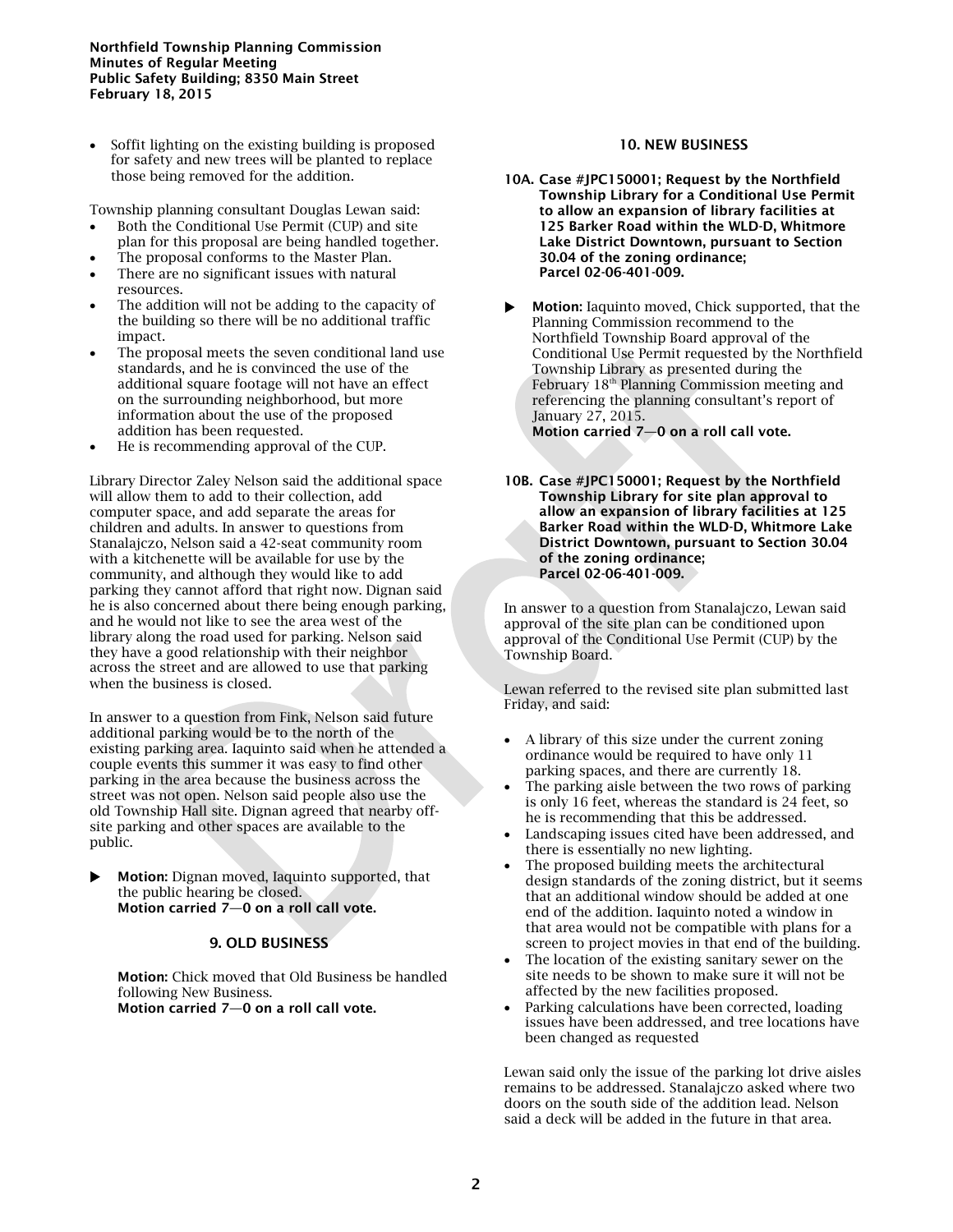- Soffit lighting on the existing building is proposed for safety and new trees will be planted to replace those being removed for the addition.

Township planning consultant Douglas Lewan said:

- Both the Conditional Use Permit (CUP) and site plan for this proposal are being handled together.
- The proposal conforms to the Master Plan.
- There are no significant issues with natural resources.
- The addition will not be adding to the capacity of the building so there will be no additional traffic impact.
- The proposal meets the seven conditional land use standards, and he is convinced the use of the additional square footage will not have an effect on the surrounding neighborhood, but more information about the use of the proposed addition has been requested.
- He is recommending approval of the CUP.

Library Director Zaley Nelson said the additional space will allow them to add to their collection, add computer space, and add separate the areas for children and adults. In answer to questions from Stanalajczo, Nelson said a 42-seat community room with a kitchenette will be available for use by the community, and although they would like to add parking they cannot afford that right now. Dignan said he is also concerned about there being enough parking, and he would not like to see the area west of the library along the road used for parking. Nelson said they have a good relationship with their neighbor across the street and are allowed to use that parking when the business is closed.

In answer to a question from Fink, Nelson said future additional parking would be to the north of the existing parking area. Iaquinto said when he attended a couple events this summer it was easy to find other parking in the area because the business across the street was not open. Nelson said people also use the old Township Hall site. Dignan agreed that nearby off-site parking and other spaces are available to the public.

▶ **Motion:** Dignan moved, Iaquinto supported, that the public hearing be closed.
**Motion carried 7—0 on a roll call vote.**

## 9. OLD BUSINESS

**Motion:** Chick moved that Old Business be handled following New Business.
**Motion carried 7—0 on a roll call vote.**

## 10. NEW BUSINESS

**10A. Case #JPC150001; Request by the Northfield Township Library for a Conditional Use Permit to allow an expansion of library facilities at 125 Barker Road within the WLD-D, Whitmore Lake District Downtown, pursuant to Section 30.04 of the zoning ordinance; Parcel 02-06-401-009.**

▶ **Motion:** Iaquinto moved, Chick supported, that the Planning Commission recommend to the Northfield Township Board approval of the Conditional Use Permit requested by the Northfield Township Library as presented during the February 18th Planning Commission meeting and referencing the planning consultant's report of January 27, 2015.
**Motion carried 7—0 on a roll call vote.**

**10B. Case #JPC150001; Request by the Northfield Township Library for site plan approval to allow an expansion of library facilities at 125 Barker Road within the WLD-D, Whitmore Lake District Downtown, pursuant to Section 30.04 of the zoning ordinance; Parcel 02-06-401-009.**

In answer to a question from Stanalajczo, Lewan said approval of the site plan can be conditioned upon approval of the Conditional Use Permit (CUP) by the Township Board.

Lewan referred to the revised site plan submitted last Friday, and said:

- A library of this size under the current zoning ordinance would be required to have only 11 parking spaces, and there are currently 18.
- The parking aisle between the two rows of parking is only 16 feet, whereas the standard is 24 feet, so he is recommending that this be addressed.
- Landscaping issues cited have been addressed, and there is essentially no new lighting.
- The proposed building meets the architectural design standards of the zoning district, but it seems that an additional window should be added at one end of the addition. Iaquinto noted a window in that area would not be compatible with plans for a screen to project movies in that end of the building.
- The location of the existing sanitary sewer on the site needs to be shown to make sure it will not be affected by the new facilities proposed.
- Parking calculations have been corrected, loading issues have been addressed, and tree locations have been changed as requested

Lewan said only the issue of the parking lot drive aisles remains to be addressed. Stanalajczo asked where two doors on the south side of the addition lead. Nelson said a deck will be added in the future in that area.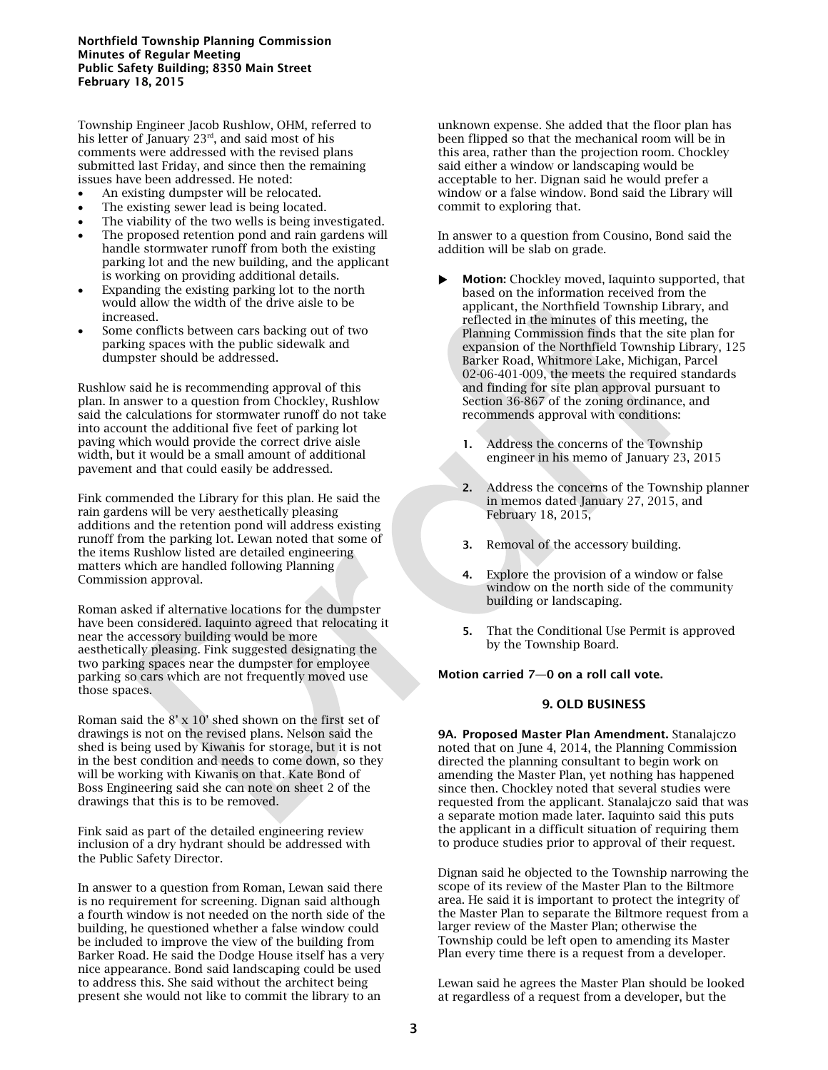Township Engineer Jacob Rushlow, OHM, referred to his letter of January 23rd, and said most of his comments were addressed with the revised plans submitted last Friday, and since then the remaining issues have been addressed. He noted:

- An existing dumpster will be relocated.
- The existing sewer lead is being located.
- The viability of the two wells is being investigated.
- The proposed retention pond and rain gardens will handle stormwater runoff from both the existing parking lot and the new building, and the applicant is working on providing additional details.
- Expanding the existing parking lot to the north would allow the width of the drive aisle to be increased.
- Some conflicts between cars backing out of two parking spaces with the public sidewalk and dumpster should be addressed.

Rushlow said he is recommending approval of this plan. In answer to a question from Chockley, Rushlow said the calculations for stormwater runoff do not take into account the additional five feet of parking lot paving which would provide the correct drive aisle width, but it would be a small amount of additional pavement and that could easily be addressed.

Fink commended the Library for this plan. He said the rain gardens will be very aesthetically pleasing additions and the retention pond will address existing runoff from the parking lot. Lewan noted that some of the items Rushlow listed are detailed engineering matters which are handled following Planning Commission approval.

Roman asked if alternative locations for the dumpster have been considered. Iaquinto agreed that relocating it near the accessory building would be more aesthetically pleasing. Fink suggested designating the two parking spaces near the dumpster for employee parking so cars which are not frequently moved use those spaces.

Roman said the 8' x 10' shed shown on the first set of drawings is not on the revised plans. Nelson said the shed is being used by Kiwanis for storage, but it is not in the best condition and needs to come down, so they will be working with Kiwanis on that. Kate Bond of Boss Engineering said she can note on sheet 2 of the drawings that this is to be removed.

Fink said as part of the detailed engineering review inclusion of a dry hydrant should be addressed with the Public Safety Director.

In answer to a question from Roman, Lewan said there is no requirement for screening. Dignan said although a fourth window is not needed on the north side of the building, he questioned whether a false window could be included to improve the view of the building from Barker Road. He said the Dodge House itself has a very nice appearance. Bond said landscaping could be used to address this. She said without the architect being present she would not like to commit the library to an unknown expense. She added that the floor plan has been flipped so that the mechanical room will be in this area, rather than the projection room. Chockley said either a window or landscaping would be acceptable to her. Dignan said he would prefer a window or a false window. Bond said the Library will commit to exploring that.

In answer to a question from Cousino, Bond said the addition will be slab on grade.

- **Motion:** Chockley moved, Iaquinto supported, that based on the information received from the applicant, the Northfield Township Library, and reflected in the minutes of this meeting, the Planning Commission finds that the site plan for expansion of the Northfield Township Library, 125 Barker Road, Whitmore Lake, Michigan, Parcel 02-06-401-009, the meets the required standards and finding for site plan approval pursuant to Section 36-867 of the zoning ordinance, and recommends approval with conditions:

  1. Address the concerns of the Township engineer in his memo of January 23, 2015
  2. Address the concerns of the Township planner in memos dated January 27, 2015, and February 18, 2015,
  3. Removal of the accessory building.
  4. Explore the provision of a window or false window on the north side of the community building or landscaping.
  5. That the Conditional Use Permit is approved by the Township Board.

**Motion carried 7—0 on a roll call vote.**

## 9. OLD BUSINESS

**9A. Proposed Master Plan Amendment.** Stanalajczo noted that on June 4, 2014, the Planning Commission directed the planning consultant to begin work on amending the Master Plan, yet nothing has happened since then. Chockley noted that several studies were requested from the applicant. Stanalajczo said that was a separate motion made later. Iaquinto said this puts the applicant in a difficult situation of requiring them to produce studies prior to approval of their request.

Dignan said he objected to the Township narrowing the scope of its review of the Master Plan to the Biltmore area. He said it is important to protect the integrity of the Master Plan to separate the Biltmore request from a larger review of the Master Plan; otherwise the Township could be left open to amending its Master Plan every time there is a request from a developer.

Lewan said he agrees the Master Plan should be looked at regardless of a request from a developer, but the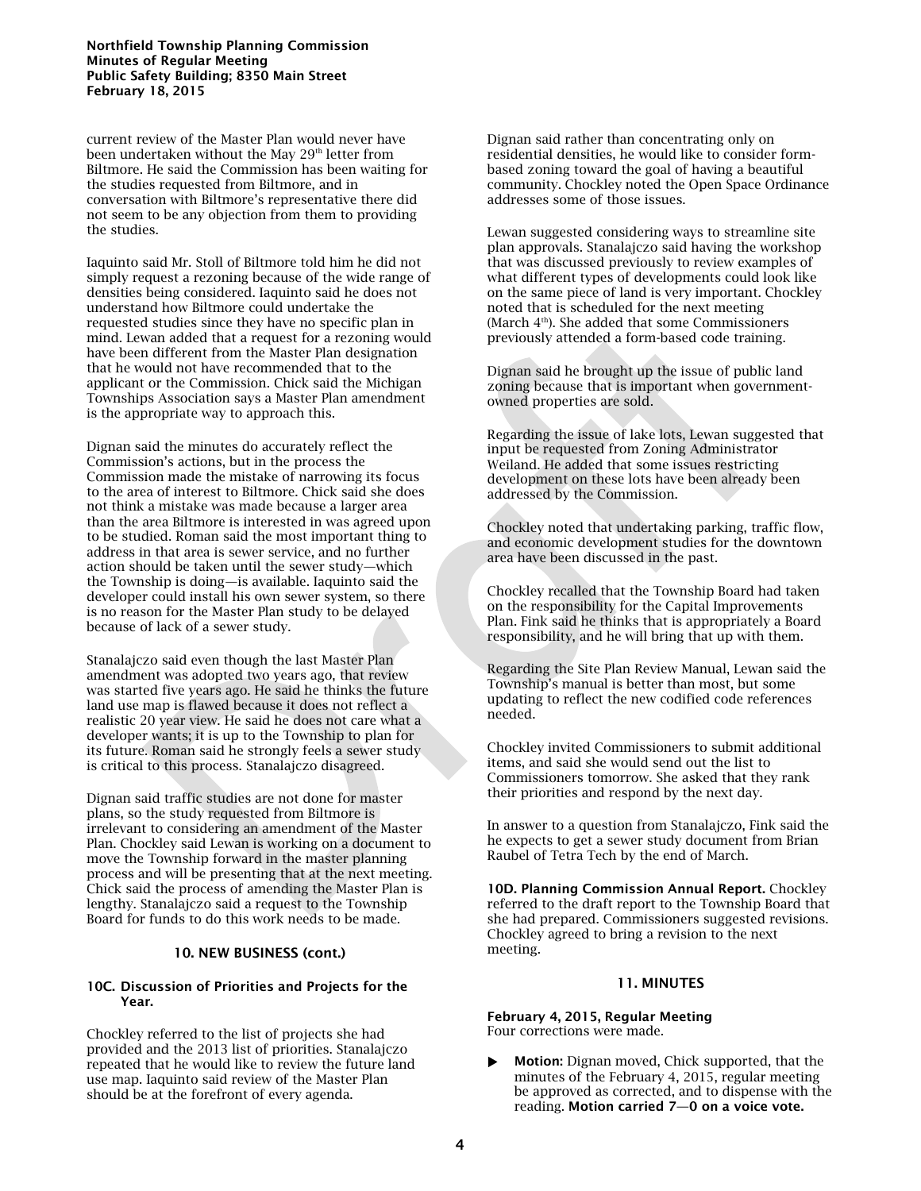current review of the Master Plan would never have been undertaken without the May 29th letter from Biltmore. He said the Commission has been waiting for the studies requested from Biltmore, and in conversation with Biltmore's representative there did not seem to be any objection from them to providing the studies.

Iaquinto said Mr. Stoll of Biltmore told him he did not simply request a rezoning because of the wide range of densities being considered. Iaquinto said he does not understand how Biltmore could undertake the requested studies since they have no specific plan in mind. Lewan added that a request for a rezoning would have been different from the Master Plan designation that he would not have recommended that to the applicant or the Commission. Chick said the Michigan Townships Association says a Master Plan amendment is the appropriate way to approach this.

Dignan said the minutes do accurately reflect the Commission's actions, but in the process the Commission made the mistake of narrowing its focus to the area of interest to Biltmore. Chick said she does not think a mistake was made because a larger area than the area Biltmore is interested in was agreed upon to be studied. Roman said the most important thing to address in that area is sewer service, and no further action should be taken until the sewer study—which the Township is doing—is available. Iaquinto said the developer could install his own sewer system, so there is no reason for the Master Plan study to be delayed because of lack of a sewer study.

Stanalajczo said even though the last Master Plan amendment was adopted two years ago, that review was started five years ago. He said he thinks the future land use map is flawed because it does not reflect a realistic 20 year view. He said he does not care what a developer wants; it is up to the Township to plan for its future. Roman said he strongly feels a sewer study is critical to this process. Stanalajczo disagreed.

Dignan said traffic studies are not done for master plans, so the study requested from Biltmore is irrelevant to considering an amendment of the Master Plan. Chockley said Lewan is working on a document to move the Township forward in the master planning process and will be presenting that at the next meeting. Chick said the process of amending the Master Plan is lengthy. Stanalajczo said a request to the Township Board for funds to do this work needs to be made.

## 10. NEW BUSINESS (cont.)

### 10C. Discussion of Priorities and Projects for the Year.

Chockley referred to the list of projects she had provided and the 2013 list of priorities. Stanalajczo repeated that he would like to review the future land use map. Iaquinto said review of the Master Plan should be at the forefront of every agenda.

Dignan said rather than concentrating only on residential densities, he would like to consider form-based zoning toward the goal of having a beautiful community. Chockley noted the Open Space Ordinance addresses some of those issues.

Lewan suggested considering ways to streamline site plan approvals. Stanalajczo said having the workshop that was discussed previously to review examples of what different types of developments could look like on the same piece of land is very important. Chockley noted that is scheduled for the next meeting (March 4th). She added that some Commissioners previously attended a form-based code training.

Dignan said he brought up the issue of public land zoning because that is important when government-owned properties are sold.

Regarding the issue of lake lots, Lewan suggested that input be requested from Zoning Administrator Weiland. He added that some issues restricting development on these lots have been already been addressed by the Commission.

Chockley noted that undertaking parking, traffic flow, and economic development studies for the downtown area have been discussed in the past.

Chockley recalled that the Township Board had taken on the responsibility for the Capital Improvements Plan. Fink said he thinks that is appropriately a Board responsibility, and he will bring that up with them.

Regarding the Site Plan Review Manual, Lewan said the Township's manual is better than most, but some updating to reflect the new codified code references needed.

Chockley invited Commissioners to submit additional items, and said she would send out the list to Commissioners tomorrow. She asked that they rank their priorities and respond by the next day.

In answer to a question from Stanalajczo, Fink said the he expects to get a sewer study document from Brian Raubel of Tetra Tech by the end of March.

**10D. Planning Commission Annual Report.** Chockley referred to the draft report to the Township Board that she had prepared. Commissioners suggested revisions. Chockley agreed to bring a revision to the next meeting.

## 11. MINUTES

**February 4, 2015, Regular Meeting**
Four corrections were made.

- **Motion:** Dignan moved, Chick supported, that the minutes of the February 4, 2015, regular meeting be approved as corrected, and to dispense with the reading. **Motion carried 7—0 on a voice vote.**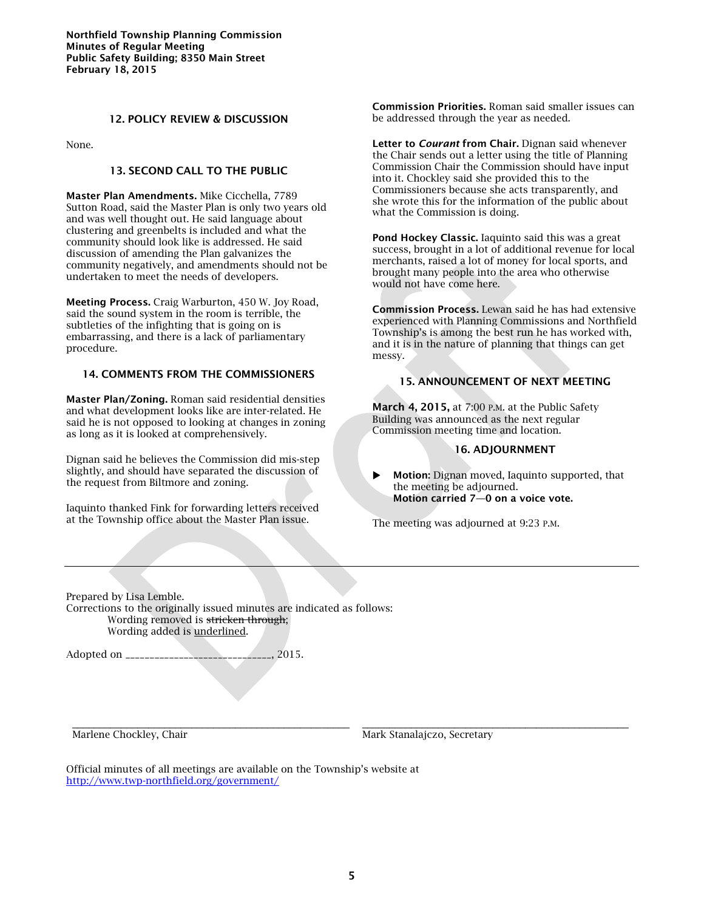## 12. POLICY REVIEW & DISCUSSION

None.

## 13. SECOND CALL TO THE PUBLIC

**Master Plan Amendments.** Mike Cicchella, 7789 Sutton Road, said the Master Plan is only two years old and was well thought out. He said language about clustering and greenbelts is included and what the community should look like is addressed. He said discussion of amending the Plan galvanizes the community negatively, and amendments should not be undertaken to meet the needs of developers.

**Meeting Process.** Craig Warburton, 450 W. Joy Road, said the sound system in the room is terrible, the subtleties of the infighting that is going on is embarrassing, and there is a lack of parliamentary procedure.

## 14. COMMENTS FROM THE COMMISSIONERS

**Master Plan/Zoning.** Roman said residential densities and what development looks like are inter-related. He said he is not opposed to looking at changes in zoning as long as it is looked at comprehensively.

Dignan said he believes the Commission did mis-step slightly, and should have separated the discussion of the request from Biltmore and zoning.

Iaquinto thanked Fink for forwarding letters received at the Township office about the Master Plan issue.

**Commission Priorities.** Roman said smaller issues can be addressed through the year as needed.

**Letter to *Courant* from Chair.** Dignan said whenever the Chair sends out a letter using the title of Planning Commission Chair the Commission should have input into it. Chockley said she provided this to the Commissioners because she acts transparently, and she wrote this for the information of the public about what the Commission is doing.

**Pond Hockey Classic.** Iaquinto said this was a great success, brought in a lot of additional revenue for local merchants, raised a lot of money for local sports, and brought many people into the area who otherwise would not have come here.

**Commission Process.** Lewan said he has had extensive experienced with Planning Commissions and Northfield Township's is among the best run he has worked with, and it is in the nature of planning that things can get messy.

## 15. ANNOUNCEMENT OF NEXT MEETING

**March 4, 2015,** at 7:00 P.M. at the Public Safety Building was announced as the next regular Commission meeting time and location.

## 16. ADJOURNMENT

- **Motion:** Dignan moved, Iaquinto supported, that the meeting be adjourned.
  **Motion carried 7—0 on a voice vote.**

The meeting was adjourned at 9:23 P.M.

---

Prepared by Lisa Lemble.
Corrections to the originally issued minutes are indicated as follows:
Wording removed is ~~stricken through~~;
Wording added is <u>underlined</u>.

Adopted on ______________________________, 2015.

_______________________________ Marlene Chockley, Chair

_______________________________ Mark Stanalajczo, Secretary

Official minutes of all meetings are available on the Township's website at http://www.twp-northfield.org/government/